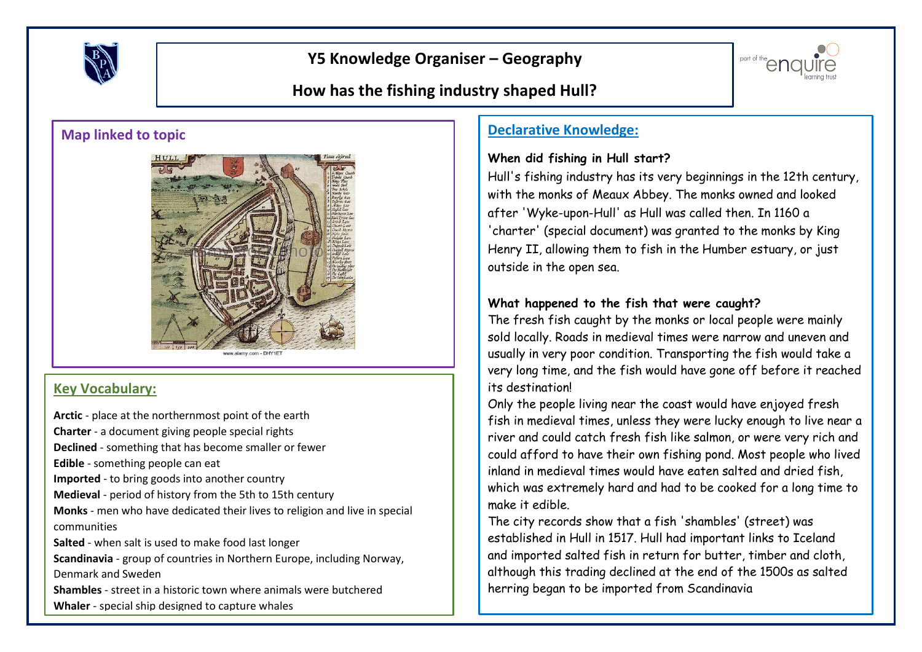# Y5 Knowledge Organiser – Geography

## How has the fishing industry shaped Hull?

### Map linked to topic

www.alamy.com - DHY1ET

### Key Vocabulary:

**Arctic** - place at the northernmost point of the earth

**Charter** - a document giving people special rights

**Declined** - something that has become smaller or fewer

**Edible** - something people can eat

**Imported** - to bring goods into another country

**Medieval** - period of history from the 5th to 15th century

**Monks** - men who have dedicated their lives to religion and live in special communities

**Salted** - when salt is used to make food last longer

**Scandinavia** - group of countries in Northern Europe, including Norway, Denmark and Sweden

**Shambles** - street in a historic town where animals were butchered

**Whaler** - special ship designed to capture whales

### Declarative Knowledge:

**When did fishing in Hull start?**

Hull's fishing industry has its very beginnings in the 12th century, with the monks of Meaux Abbey. The monks owned and looked after 'Wyke-upon-Hull' as Hull was called then. In 1160 a 'charter' (special document) was granted to the monks by King Henry II, allowing them to fish in the Humber estuary, or just outside in the open sea.

**What happened to the fish that were caught?**

The fresh fish caught by the monks or local people were mainly sold locally. Roads in medieval times were narrow and uneven and usually in very poor condition. Transporting the fish would take a very long time, and the fish would have gone off before it reached its destination!

Only the people living near the coast would have enjoyed fresh fish in medieval times, unless they were lucky enough to live near a river and could catch fresh fish like salmon, or were very rich and could afford to have their own fishing pond. Most people who lived inland in medieval times would have eaten salted and dried fish, which was extremely hard and had to be cooked for a long time to make it edible.

The city records show that a fish 'shambles' (street) was established in Hull in 1517. Hull had important links to Iceland and imported salted fish in return for butter, timber and cloth, although this trading declined at the end of the 1500s as salted herring began to be imported from Scandinavia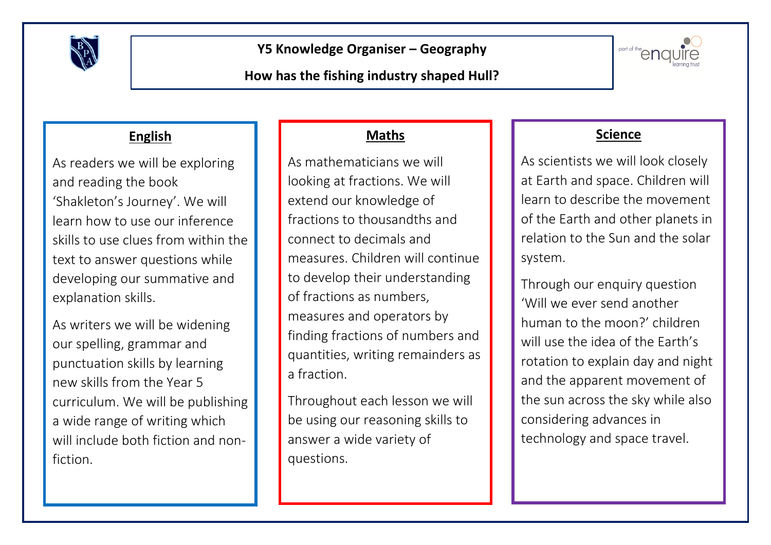# Y5 Knowledge Organiser – Geography

## How has the fishing industry shaped Hull?

### English

As readers we will be exploring and reading the book 'Shakleton's Journey'. We will learn how to use our inference skills to use clues from within the text to answer questions while developing our summative and explanation skills.

As writers we will be widening our spelling, grammar and punctuation skills by learning new skills from the Year 5 curriculum. We will be publishing a wide range of writing which will include both fiction and non-fiction.

### Maths

As mathematicians we will looking at fractions. We will extend our knowledge of fractions to thousandths and connect to decimals and measures. Children will continue to develop their understanding of fractions as numbers, measures and operators by finding fractions of numbers and quantities, writing remainders as a fraction.

Throughout each lesson we will be using our reasoning skills to answer a wide variety of questions.

### Science

As scientists we will look closely at Earth and space. Children will learn to describe the movement of the Earth and other planets in relation to the Sun and the solar system.

Through our enquiry question 'Will we ever send another human to the moon?' children will use the idea of the Earth's rotation to explain day and night and the apparent movement of the sun across the sky while also considering advances in technology and space travel.